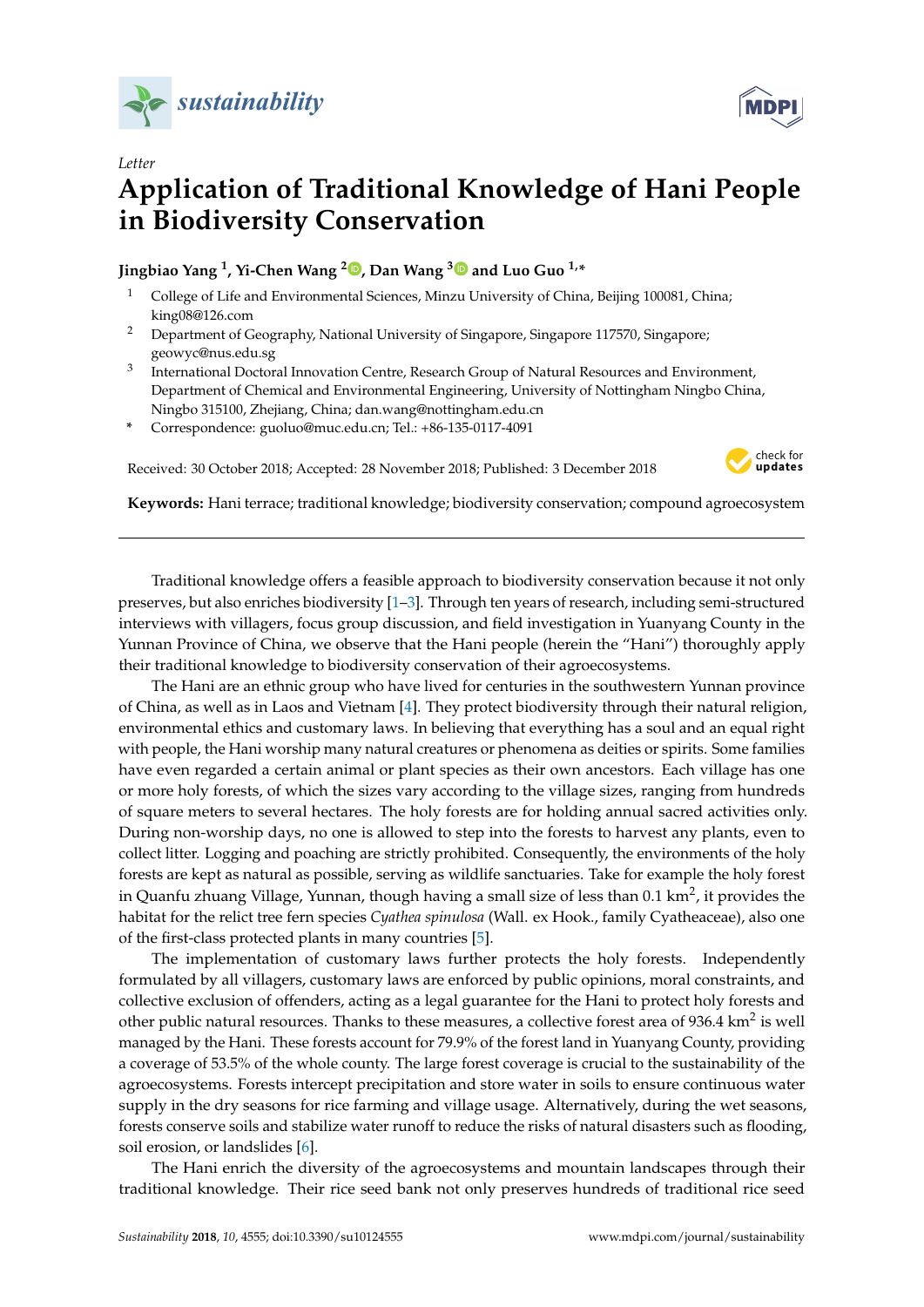Letter

# Application of Traditional Knowledge of Hani People in Biodiversity Conservation

**Jingbiao Yang [1], Yi-Chen Wang [2], Dan Wang [3] and Luo Guo [1,*]**

1. College of Life and Environmental Sciences, Minzu University of China, Beijing 100081, China; king08@126.com
2. Department of Geography, National University of Singapore, Singapore 117570, Singapore; geowyc@nus.edu.sg
3. International Doctoral Innovation Centre, Research Group of Natural Resources and Environment, Department of Chemical and Environmental Engineering, University of Nottingham Ningbo China, Ningbo 315100, Zhejiang, China; dan.wang@nottingham.edu.cn

\* Correspondence: guoluo@muc.edu.cn; Tel.: +86-135-0117-4091

Received: 30 October 2018; Accepted: 28 November 2018; Published: 3 December 2018

**Keywords:** Hani terrace; traditional knowledge; biodiversity conservation; compound agroecosystem

---

Traditional knowledge offers a feasible approach to biodiversity conservation because it not only preserves, but also enriches biodiversity [1–3]. Through ten years of research, including semi-structured interviews with villagers, focus group discussion, and field investigation in Yuanyang County in the Yunnan Province of China, we observe that the Hani people (herein the "Hani") thoroughly apply their traditional knowledge to biodiversity conservation of their agroecosystems.

The Hani are an ethnic group who have lived for centuries in the southwestern Yunnan province of China, as well as in Laos and Vietnam [4]. They protect biodiversity through their natural religion, environmental ethics and customary laws. In believing that everything has a soul and an equal right with people, the Hani worship many natural creatures or phenomena as deities or spirits. Some families have even regarded a certain animal or plant species as their own ancestors. Each village has one or more holy forests, of which the sizes vary according to the village sizes, ranging from hundreds of square meters to several hectares. The holy forests are for holding annual sacred activities only. During non-worship days, no one is allowed to step into the forests to harvest any plants, even to collect litter. Logging and poaching are strictly prohibited. Consequently, the environments of the holy forests are kept as natural as possible, serving as wildlife sanctuaries. Take for example the holy forest in Quanfu zhuang Village, Yunnan, though having a small size of less than 0.1 km$^2$, it provides the habitat for the relict tree fern species *Cyathea spinulosa* (Wall. ex Hook., family Cyatheaceae), also one of the first-class protected plants in many countries [5].

The implementation of customary laws further protects the holy forests. Independently formulated by all villagers, customary laws are enforced by public opinions, moral constraints, and collective exclusion of offenders, acting as a legal guarantee for the Hani to protect holy forests and other public natural resources. Thanks to these measures, a collective forest area of 936.4 km$^2$ is well managed by the Hani. These forests account for 79.9% of the forest land in Yuanyang County, providing a coverage of 53.5% of the whole county. The large forest coverage is crucial to the sustainability of the agroecosystems. Forests intercept precipitation and store water in soils to ensure continuous water supply in the dry seasons for rice farming and village usage. Alternatively, during the wet seasons, forests conserve soils and stabilize water runoff to reduce the risks of natural disasters such as flooding, soil erosion, or landslides [6].

The Hani enrich the diversity of the agroecosystems and mountain landscapes through their traditional knowledge. Their rice seed bank not only preserves hundreds of traditional rice seed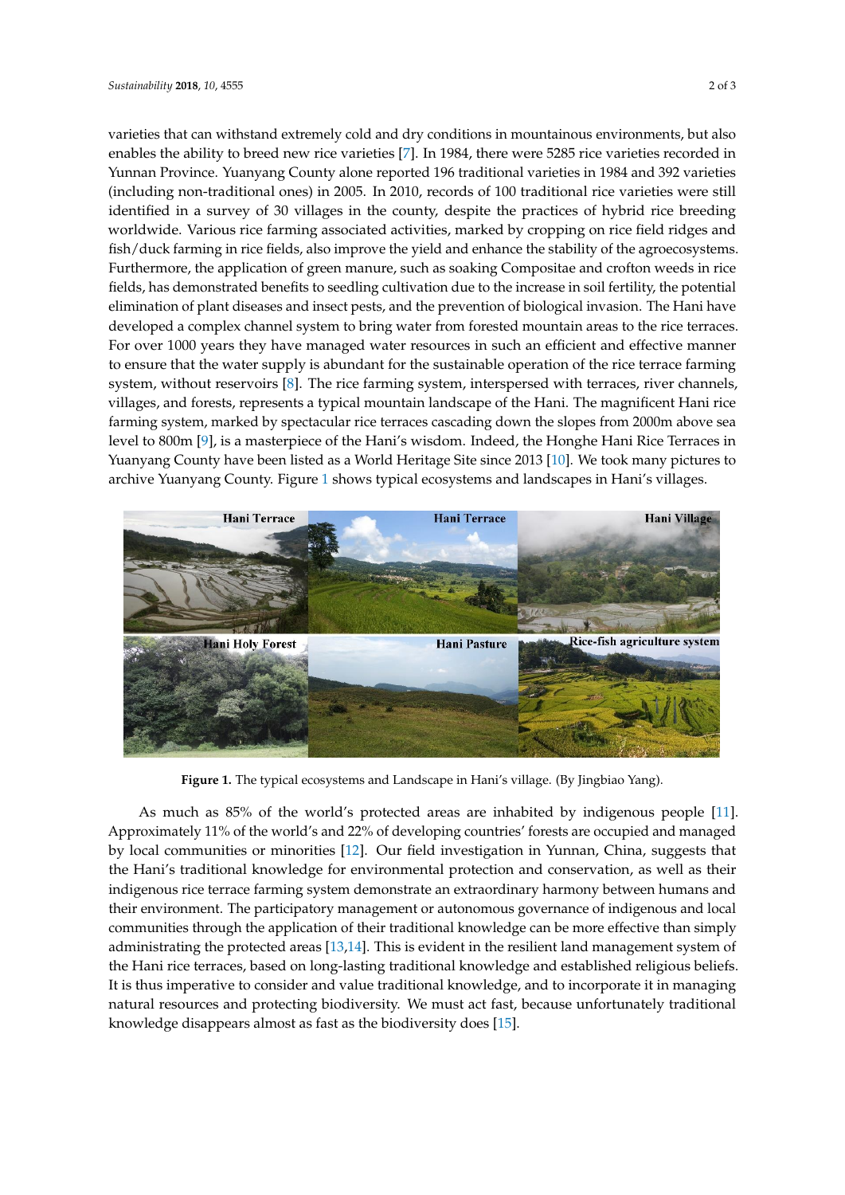varieties that can withstand extremely cold and dry conditions in mountainous environments, but also enables the ability to breed new rice varieties [7]. In 1984, there were 5285 rice varieties recorded in Yunnan Province. Yuanyang County alone reported 196 traditional varieties in 1984 and 392 varieties (including non-traditional ones) in 2005. In 2010, records of 100 traditional rice varieties were still identified in a survey of 30 villages in the county, despite the practices of hybrid rice breeding worldwide. Various rice farming associated activities, marked by cropping on rice field ridges and fish/duck farming in rice fields, also improve the yield and enhance the stability of the agroecosystems. Furthermore, the application of green manure, such as soaking Compositae and crofton weeds in rice fields, has demonstrated benefits to seedling cultivation due to the increase in soil fertility, the potential elimination of plant diseases and insect pests, and the prevention of biological invasion. The Hani have developed a complex channel system to bring water from forested mountain areas to the rice terraces. For over 1000 years they have managed water resources in such an efficient and effective manner to ensure that the water supply is abundant for the sustainable operation of the rice terrace farming system, without reservoirs [8]. The rice farming system, interspersed with terraces, river channels, villages, and forests, represents a typical mountain landscape of the Hani. The magnificent Hani rice farming system, marked by spectacular rice terraces cascading down the slopes from 2000m above sea level to 800m [9], is a masterpiece of the Hani's wisdom. Indeed, the Honghe Hani Rice Terraces in Yuanyang County have been listed as a World Heritage Site since 2013 [10]. We took many pictures to archive Yuanyang County. Figure 1 shows typical ecosystems and landscapes in Hani's villages.

**Figure 1.** The typical ecosystems and Landscape in Hani's village. (By Jingbiao Yang).

As much as 85% of the world's protected areas are inhabited by indigenous people [11]. Approximately 11% of the world's and 22% of developing countries' forests are occupied and managed by local communities or minorities [12]. Our field investigation in Yunnan, China, suggests that the Hani's traditional knowledge for environmental protection and conservation, as well as their indigenous rice terrace farming system demonstrate an extraordinary harmony between humans and their environment. The participatory management or autonomous governance of indigenous and local communities through the application of their traditional knowledge can be more effective than simply administrating the protected areas [13,14]. This is evident in the resilient land management system of the Hani rice terraces, based on long-lasting traditional knowledge and established religious beliefs. It is thus imperative to consider and value traditional knowledge, and to incorporate it in managing natural resources and protecting biodiversity. We must act fast, because unfortunately traditional knowledge disappears almost as fast as the biodiversity does [15].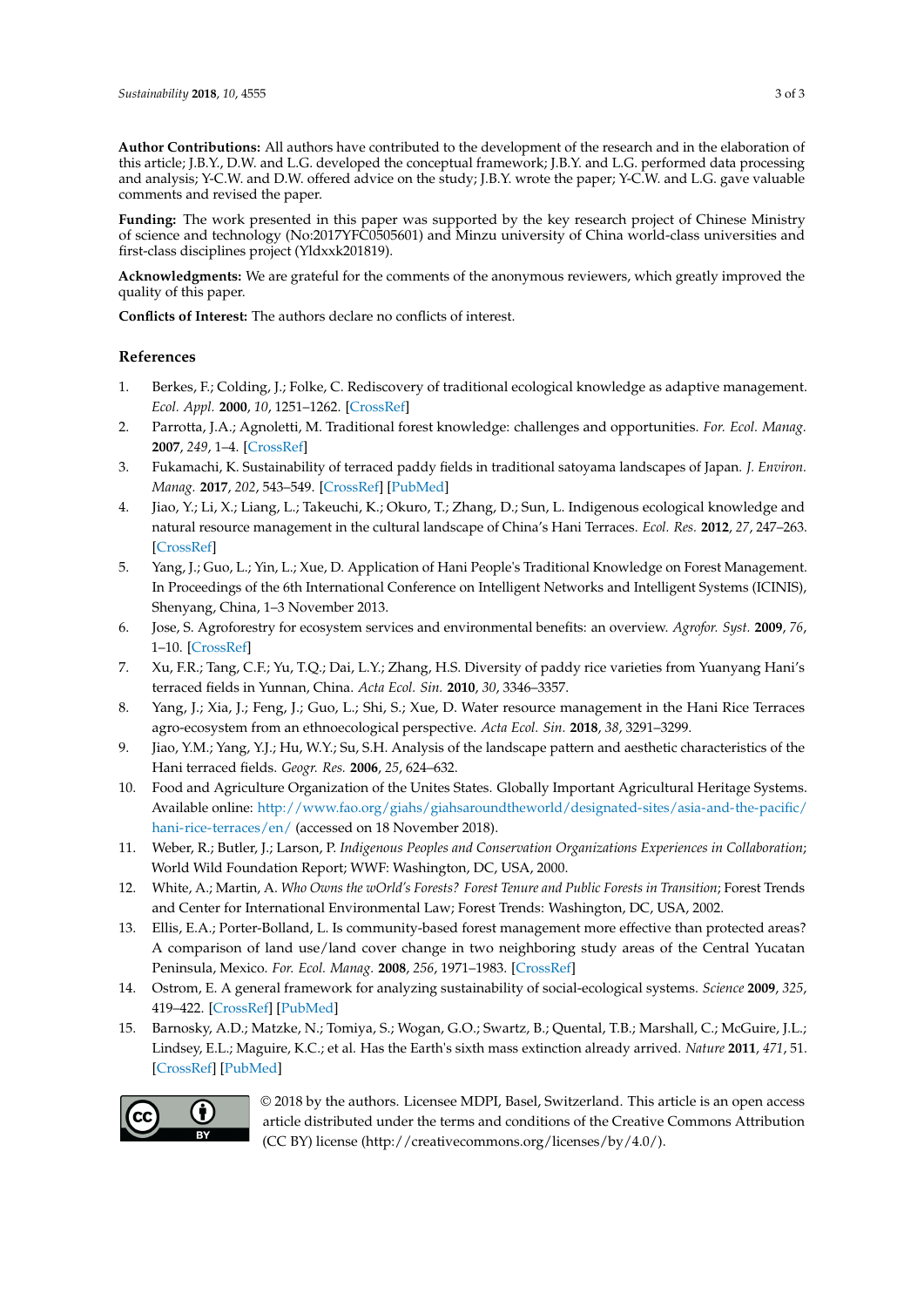**Author Contributions:** All authors have contributed to the development of the research and in the elaboration of this article; J.B.Y., D.W. and L.G. developed the conceptual framework; J.B.Y. and L.G. performed data processing and analysis; Y-C.W. and D.W. offered advice on the study; J.B.Y. wrote the paper; Y-C.W. and L.G. gave valuable comments and revised the paper.

**Funding:** The work presented in this paper was supported by the key research project of Chinese Ministry of science and technology (No:2017YFC0505601) and Minzu university of China world-class universities and first-class disciplines project (Yldxkk201819).

**Acknowledgments:** We are grateful for the comments of the anonymous reviewers, which greatly improved the quality of this paper.

**Conflicts of Interest:** The authors declare no conflicts of interest.

## References

1. Berkes, F.; Colding, J.; Folke, C. Rediscovery of traditional ecological knowledge as adaptive management. *Ecol. Appl.* **2000**, *10*, 1251–1262. [CrossRef]
2. Parrotta, J.A.; Agnoletti, M. Traditional forest knowledge: challenges and opportunities. *For. Ecol. Manag.* **2007**, *249*, 1–4. [CrossRef]
3. Fukamachi, K. Sustainability of terraced paddy fields in traditional satoyama landscapes of Japan. *J. Environ. Manag.* **2017**, *202*, 543–549. [CrossRef] [PubMed]
4. Jiao, Y.; Li, X.; Liang, L.; Takeuchi, K.; Okuro, T.; Zhang, D.; Sun, L. Indigenous ecological knowledge and natural resource management in the cultural landscape of China's Hani Terraces. *Ecol. Res.* **2012**, *27*, 247–263. [CrossRef]
5. Yang, J.; Guo, L.; Yin, L.; Xue, D. Application of Hani People's Traditional Knowledge on Forest Management. In Proceedings of the 6th International Conference on Intelligent Networks and Intelligent Systems (ICINIS), Shenyang, China, 1–3 November 2013.
6. Jose, S. Agroforestry for ecosystem services and environmental benefits: an overview. *Agrofor. Syst.* **2009**, *76*, 1–10. [CrossRef]
7. Xu, F.R.; Tang, C.F.; Yu, T.Q.; Dai, L.Y.; Zhang, H.S. Diversity of paddy rice varieties from Yuanyang Hani's terraced fields in Yunnan, China. *Acta Ecol. Sin.* **2010**, *30*, 3346–3357.
8. Yang, J.; Xia, J.; Feng, J.; Guo, L.; Shi, S.; Xue, D. Water resource management in the Hani Rice Terraces agro-ecosystem from an ethnoecological perspective. *Acta Ecol. Sin.* **2018**, *38*, 3291–3299.
9. Jiao, Y.M.; Yang, Y.J.; Hu, W.Y.; Su, S.H. Analysis of the landscape pattern and aesthetic characteristics of the Hani terraced fields. *Geogr. Res.* **2006**, *25*, 624–632.
10. Food and Agriculture Organization of the Unites States. Globally Important Agricultural Heritage Systems. Available online: http://www.fao.org/giahs/giahsaroundtheworld/designated-sites/asia-and-the-pacific/hani-rice-terraces/en/ (accessed on 18 November 2018).
11. Weber, R.; Butler, J.; Larson, P. *Indigenous Peoples and Conservation Organizations Experiences in Collaboration*; World Wild Foundation Report; WWF: Washington, DC, USA, 2000.
12. White, A.; Martin, A. *Who Owns the wOrld's Forests? Forest Tenure and Public Forests in Transition*; Forest Trends and Center for International Environmental Law; Forest Trends: Washington, DC, USA, 2002.
13. Ellis, E.A.; Porter-Bolland, L. Is community-based forest management more effective than protected areas? A comparison of land use/land cover change in two neighboring study areas of the Central Yucatan Peninsula, Mexico. *For. Ecol. Manag.* **2008**, *256*, 1971–1983. [CrossRef]
14. Ostrom, E. A general framework for analyzing sustainability of social-ecological systems. *Science* **2009**, *325*, 419–422. [CrossRef] [PubMed]
15. Barnosky, A.D.; Matzke, N.; Tomiya, S.; Wogan, G.O.; Swartz, B.; Quental, T.B.; Marshall, C.; McGuire, J.L.; Lindsey, E.L.; Maguire, K.C.; et al. Has the Earth's sixth mass extinction already arrived. *Nature* **2011**, *471*, 51. [CrossRef] [PubMed]

© 2018 by the authors. Licensee MDPI, Basel, Switzerland. This article is an open access article distributed under the terms and conditions of the Creative Commons Attribution (CC BY) license (http://creativecommons.org/licenses/by/4.0/).